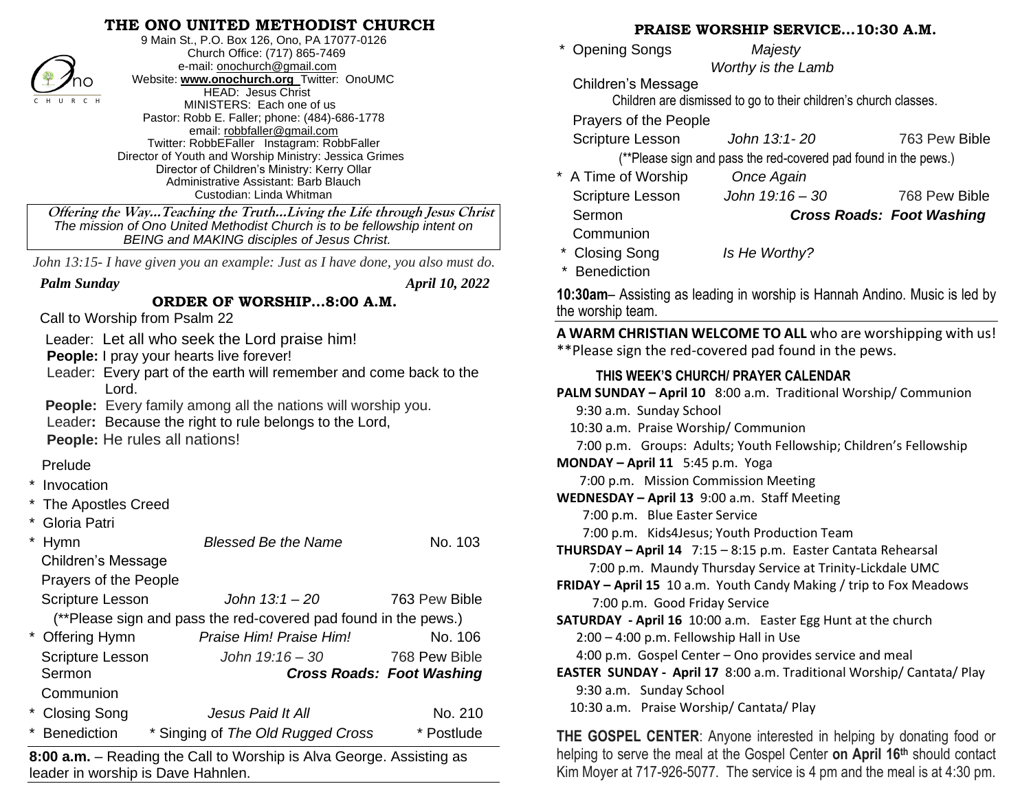# THE ONO UNITED METHODIST CHURCH

9 Main St., P.O. Box 126, Ono, PA 17077-0126
Church Office: (717) 865-7469
e-mail: onochurch@gmail.com
Website: **www.onochurch.org** Twitter: OnoUMC
HEAD: Jesus Christ
MINISTERS: Each one of us
Pastor: Robb E. Faller; phone: (484)-686-1778
email: robbfaller@gmail.com
Twitter: RobbEFaller Instagram: RobbFaller
Director of Youth and Worship Ministry: Jessica Grimes
Director of Children's Ministry: Kerry Ollar
Administrative Assistant: Barb Blauch
Custodian: Linda Whitman

***Offering the Way…Teaching the Truth…Living the Life through Jesus Christ***
*The mission of Ono United Methodist Church is to be fellowship intent on BEING and MAKING disciples of Jesus Christ.*

*John 13:15- I have given you an example: Just as I have done, you also must do.*

***Palm Sunday*** ***April 10, 2022***

## ORDER OF WORSHIP…8:00 A.M.

Call to Worship from Psalm 22

Leader: Let all who seek the Lord praise him!
**People:** I pray your hearts live forever!
Leader: Every part of the earth will remember and come back to the Lord.
**People:** Every family among all the nations will worship you.
Leader**:** Because the right to rule belongs to the Lord,
**People:** He rules all nations!

Prelude
\* Invocation
\* The Apostles Creed
\* Gloria Patri
\* Hymn — *Blessed Be the Name* — No. 103
Children's Message
Prayers of the People
Scripture Lesson — *John 13:1 – 20* — 763 Pew Bible
(**Please sign and pass the red-covered pad found in the pews.)
\* Offering Hymn — *Praise Him! Praise Him!* — No. 106
Scripture Lesson — *John 19:16 – 30* — 768 Pew Bible
Sermon — ***Cross Roads: Foot Washing***
Communion
\* Closing Song — *Jesus Paid It All* — No. 210
\* Benediction — \* Singing of *The Old Rugged Cross* — \* Postlude

**8:00 a.m.** – Reading the Call to Worship is Alva George. Assisting as leader in worship is Dave Hahnlen.

## PRAISE WORSHIP SERVICE…10:30 A.M.

\* Opening Songs — *Majesty*, *Worthy is the Lamb*
Children's Message
Children are dismissed to go to their children's church classes.
Prayers of the People
Scripture Lesson — *John 13:1- 20* — 763 Pew Bible
(**Please sign and pass the red-covered pad found in the pews.)
\* A Time of Worship — *Once Again*
Scripture Lesson — *John 19:16 – 30* — 768 Pew Bible
Sermon — ***Cross Roads: Foot Washing***
Communion
\* Closing Song — *Is He Worthy?*
\* Benediction

**10:30am**– Assisting as leading in worship is Hannah Andino. Music is led by the worship team.

**A WARM CHRISTIAN WELCOME TO ALL** who are worshipping with us!
**Please sign the red-covered pad found in the pews.

### THIS WEEK'S CHURCH/ PRAYER CALENDAR

**PALM SUNDAY – April 10** 8:00 a.m. Traditional Worship/ Communion
9:30 a.m. Sunday School
10:30 a.m. Praise Worship/ Communion
7:00 p.m. Groups: Adults; Youth Fellowship; Children's Fellowship

**MONDAY – April 11** 5:45 p.m. Yoga
7:00 p.m. Mission Commission Meeting

**WEDNESDAY – April 13** 9:00 a.m. Staff Meeting
7:00 p.m. Blue Easter Service
7:00 p.m. Kids4Jesus; Youth Production Team

**THURSDAY – April 14** 7:15 – 8:15 p.m. Easter Cantata Rehearsal
7:00 p.m. Maundy Thursday Service at Trinity-Lickdale UMC

**FRIDAY – April 15** 10 a.m. Youth Candy Making / trip to Fox Meadows
7:00 p.m. Good Friday Service

**SATURDAY - April 16** 10:00 a.m. Easter Egg Hunt at the church
2:00 – 4:00 p.m. Fellowship Hall in Use
4:00 p.m. Gospel Center – Ono provides service and meal

**EASTER SUNDAY - April 17** 8:00 a.m. Traditional Worship/ Cantata/ Play
9:30 a.m. Sunday School
10:30 a.m. Praise Worship/ Cantata/ Play

**THE GOSPEL CENTER**: Anyone interested in helping by donating food or helping to serve the meal at the Gospel Center **on April 16th** should contact Kim Moyer at 717-926-5077. The service is 4 pm and the meal is at 4:30 pm.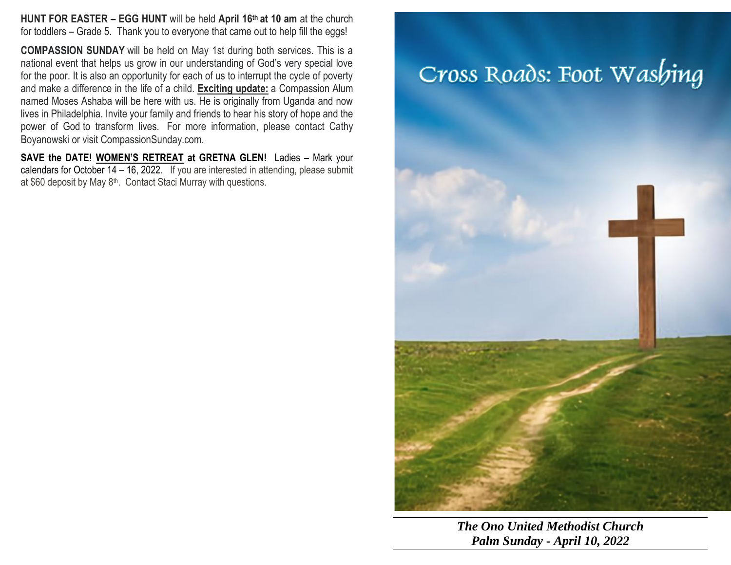**HUNT FOR EASTER – EGG HUNT** will be held **April 16th at 10 am** at the church for toddlers – Grade 5. Thank you to everyone that came out to help fill the eggs!

**COMPASSION SUNDAY** will be held on May 1st during both services. This is a national event that helps us grow in our understanding of God's very special love for the poor. It is also an opportunity for each of us to interrupt the cycle of poverty and make a difference in the life of a child. **Exciting update:** a Compassion Alum named Moses Ashaba will be here with us. He is originally from Uganda and now lives in Philadelphia. Invite your family and friends to hear his story of hope and the power of God to transform lives. For more information, please contact Cathy Boyanowski or visit CompassionSunday.com.

**SAVE the DATE! WOMEN'S RETREAT at GRETNA GLEN!** Ladies – Mark your calendars for October 14 – 16, 2022. If you are interested in attending, please submit at $60 deposit by May 8th. Contact Staci Murray with questions.

# Cross Roads: Foot Washing

***The Ono United Methodist Church***
***Palm Sunday - April 10, 2022***